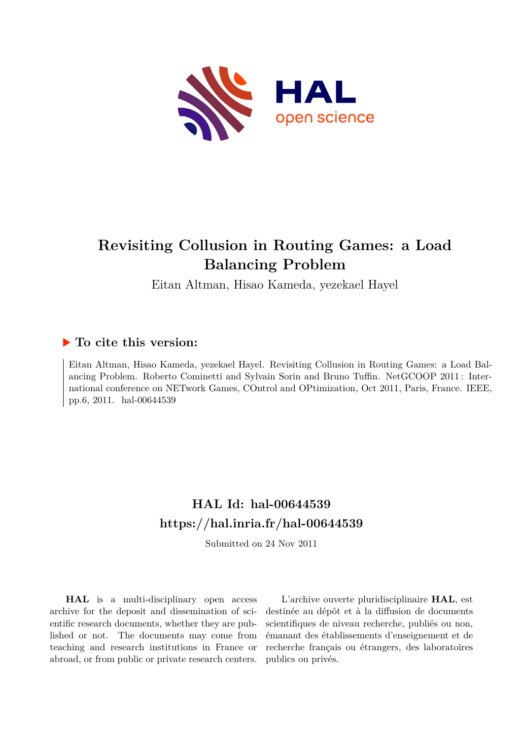# Revisiting Collusion in Routing Games: a Load Balancing Problem

Eitan Altman, Hisao Kameda, yezekael Hayel

## ▶ To cite this version:

Eitan Altman, Hisao Kameda, yezekael Hayel. Revisiting Collusion in Routing Games: a Load Balancing Problem. Roberto Cominetti and Sylvain Sorin and Bruno Tuffin. NetGCOOP 2011 : International conference on NETwork Games, COntrol and OPtimization, Oct 2011, Paris, France. IEEE, pp.6, 2011. hal-00644539

## HAL Id: hal-00644539

## https://hal.inria.fr/hal-00644539

Submitted on 24 Nov 2011

**HAL** is a multi-disciplinary open access archive for the deposit and dissemination of scientific research documents, whether they are published or not. The documents may come from teaching and research institutions in France or abroad, or from public or private research centers.

L'archive ouverte pluridisciplinaire **HAL**, est destinée au dépôt et à la diffusion de documents scientifiques de niveau recherche, publiés ou non, émanant des établissements d'enseignement et de recherche français ou étrangers, des laboratoires publics ou privés.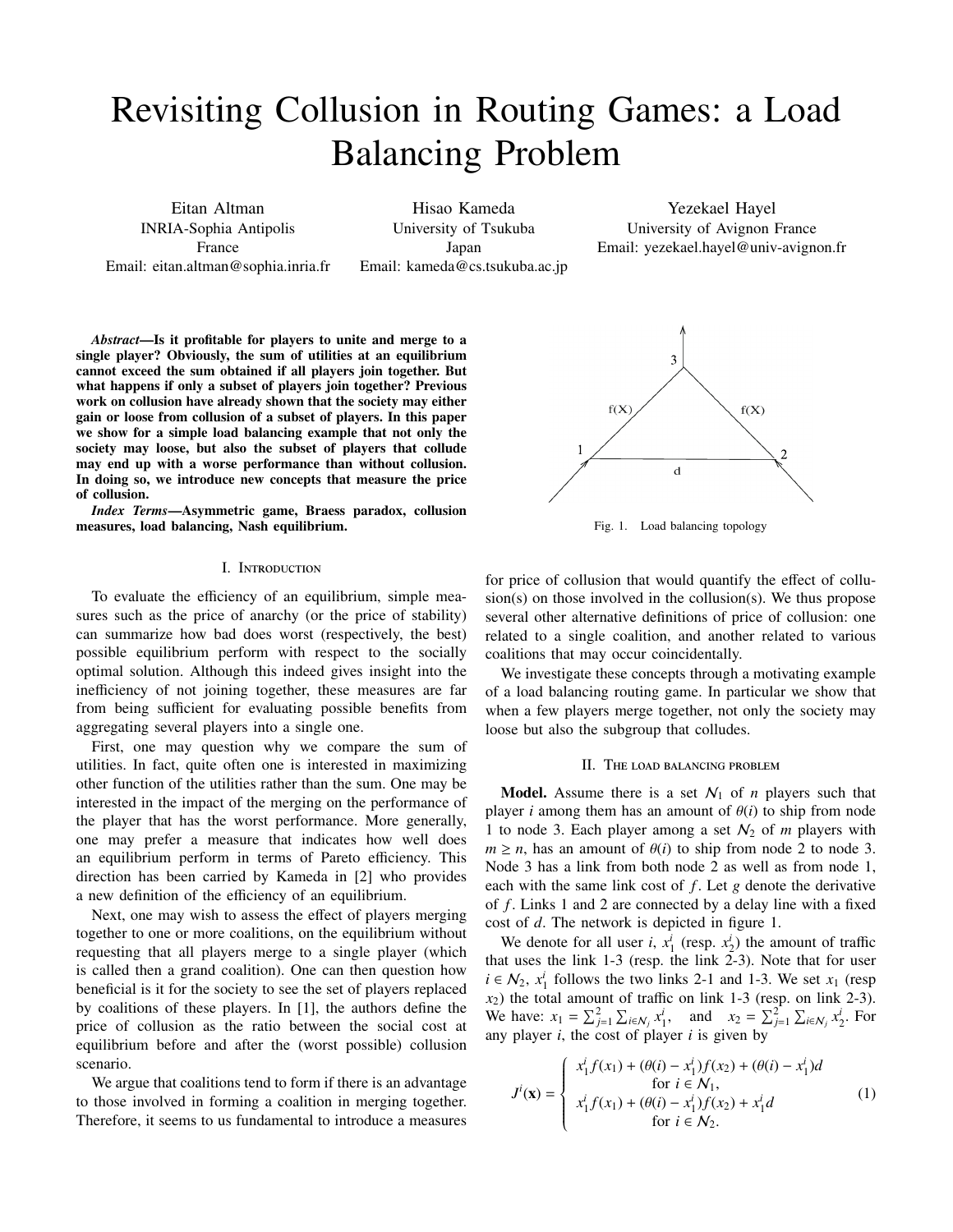# Revisiting Collusion in Routing Games: a Load Balancing Problem

Eitan Altman
INRIA-Sophia Antipolis
France
Email: eitan.altman@sophia.inria.fr

Hisao Kameda
University of Tsukuba
Japan
Email: kameda@cs.tsukuba.ac.jp

Yezekael Hayel
University of Avignon France
Email: yezekael.hayel@univ-avignon.fr

***Abstract*—Is it profitable for players to unite and merge to a single player? Obviously, the sum of utilities at an equilibrium cannot exceed the sum obtained if all players join together. But what happens if only a subset of players join together? Previous work on collusion have already shown that the society may either gain or loose from collusion of a subset of players. In this paper we show for a simple load balancing example that not only the society may loose, but also the subset of players that collude may end up with a worse performance than without collusion. In doing so, we introduce new concepts that measure the price of collusion.**

***Index Terms*—Asymmetric game, Braess paradox, collusion measures, load balancing, Nash equilibrium.**

## I. Introduction

To evaluate the efficiency of an equilibrium, simple measures such as the price of anarchy (or the price of stability) can summarize how bad does worst (respectively, the best) possible equilibrium perform with respect to the socially optimal solution. Although this indeed gives insight into the inefficiency of not joining together, these measures are far from being sufficient for evaluating possible benefits from aggregating several players into a single one.

First, one may question why we compare the sum of utilities. In fact, quite often one is interested in maximizing other function of the utilities rather than the sum. One may be interested in the impact of the merging on the performance of the player that has the worst performance. More generally, one may prefer a measure that indicates how well does an equilibrium perform in terms of Pareto efficiency. This direction has been carried by Kameda in [2] who provides a new definition of the efficiency of an equilibrium.

Next, one may wish to assess the effect of players merging together to one or more coalitions, on the equilibrium without requesting that all players merge to a single player (which is called then a grand coalition). One can then question how beneficial is it for the society to see the set of players replaced by coalitions of these players. In [1], the authors define the price of collusion as the ratio between the social cost at equilibrium before and after the (worst possible) collusion scenario.

We argue that coalitions tend to form if there is an advantage to those involved in forming a coalition in merging together. Therefore, it seems to us fundamental to introduce a measures for price of collusion that would quantify the effect of collusion(s) on those involved in the collusion(s). We thus propose several other alternative definitions of price of collusion: one related to a single coalition, and another related to various coalitions that may occur coincidentally.

We investigate these concepts through a motivating example of a load balancing routing game. In particular we show that when a few players merge together, not only the society may loose but also the subgroup that colludes.

Fig. 1. Load balancing topology

## II. The load balancing problem

**Model.** Assume there is a set $\mathcal{N}_1$ of $n$ players such that player $i$ among them has an amount of $\theta(i)$ to ship from node 1 to node 3. Each player among a set $\mathcal{N}_2$ of $m$ players with $m \geq n$, has an amount of $\theta(i)$ to ship from node 2 to node 3. Node 3 has a link from both node 2 as well as from node 1, each with the same link cost of $f$. Let $g$ denote the derivative of $f$. Links 1 and 2 are connected by a delay line with a fixed cost of $d$. The network is depicted in figure 1.

We denote for all user $i$, $x_1^i$ (resp. $x_2^i$) the amount of traffic that uses the link 1-3 (resp. the link 2-3). Note that for user $i \in \mathcal{N}_2$, $x_1^i$ follows the two links 2-1 and 1-3. We set $x_1$ (resp $x_2$) the total amount of traffic on link 1-3 (resp. on link 2-3). We have: $x_1 = \sum_{j=1}^{2} \sum_{i \in \mathcal{N}_j} x_1^i$, and $x_2 = \sum_{j=1}^{2} \sum_{i \in \mathcal{N}_j} x_2^i$. For any player $i$, the cost of player $i$ is given by

$$J^i(\mathbf{x}) = \begin{cases} x_1^i f(x_1) + (\theta(i) - x_1^i) f(x_2) + (\theta(i) - x_1^i) d \\ \quad \text{for } i \in \mathcal{N}_1, \\ x_1^i f(x_1) + (\theta(i) - x_1^i) f(x_2) + x_1^i d \\ \quad \text{for } i \in \mathcal{N}_2. \end{cases} \tag{1}$$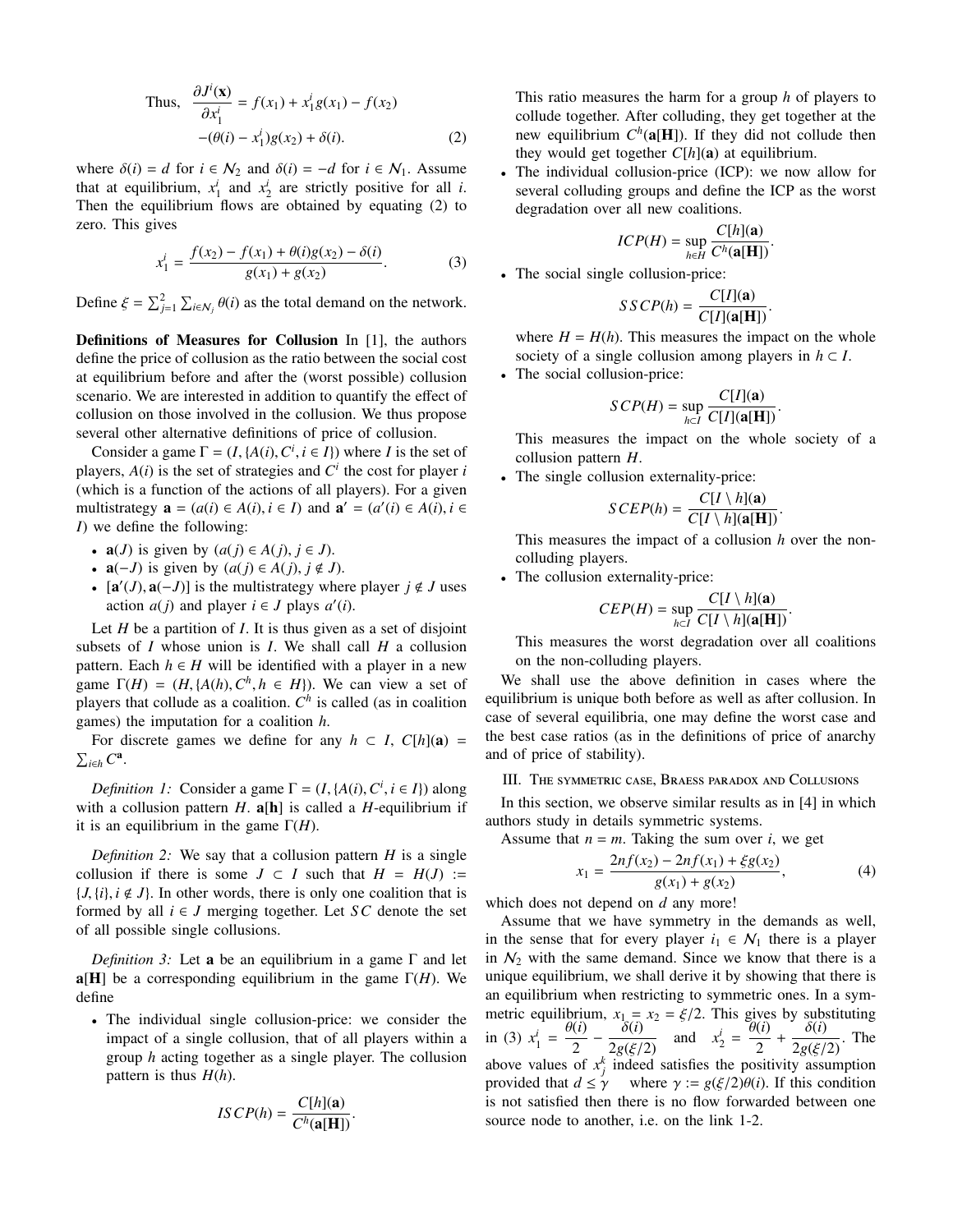$$\text{Thus,}\quad \frac{\partial J^i(\mathbf{x})}{\partial x_1^i} = f(x_1) + x_1^i g(x_1) - f(x_2)$$
$$-(\theta(i) - x_1^i)g(x_2) + \delta(i). \tag{2}$$

where $\delta(i) = d$ for $i \in \mathcal{N}_2$ and $\delta(i) = -d$ for $i \in \mathcal{N}_1$. Assume that at equilibrium, $x_1^i$ and $x_2^i$ are strictly positive for all $i$. Then the equilibrium flows are obtained by equating (2) to zero. This gives

$$x_1^i = \frac{f(x_2) - f(x_1) + \theta(i)g(x_2) - \delta(i)}{g(x_1) + g(x_2)}. \tag{3}$$

Define $\xi = \sum_{j=1}^{2} \sum_{i \in \mathcal{N}_j} \theta(i)$ as the total demand on the network.

**Definitions of Measures for Collusion** In [1], the authors define the price of collusion as the ratio between the social cost at equilibrium before and after the (worst possible) collusion scenario. We are interested in addition to quantify the effect of collusion on those involved in the collusion. We thus propose several other alternative definitions of price of collusion.

Consider a game $\Gamma = (I, \{A(i), C^i, i \in I\})$ where $I$ is the set of players, $A(i)$ is the set of strategies and $C^i$ the cost for player $i$ (which is a function of the actions of all players). For a given multistrategy $\mathbf{a} = (a(i) \in A(i), i \in I)$ and $\mathbf{a}' = (a'(i) \in A(i), i \in I)$ we define the following:

- $\mathbf{a}(J)$ is given by $(a(j) \in A(j), j \in J)$.
- $\mathbf{a}(-J)$ is given by $(a(j) \in A(j), j \notin J)$.
- $[\mathbf{a}'(J), \mathbf{a}(-J)]$ is the multistrategy where player $j \notin J$ uses action $a(j)$ and player $i \in J$ plays $a'(i)$.

Let $H$ be a partition of $I$. It is thus given as a set of disjoint subsets of $I$ whose union is $I$. We shall call $H$ a collusion pattern. Each $h \in H$ will be identified with a player in a new game $\Gamma(H) = (H, \{A(h), C^h, h \in H\})$. We can view a set of players that collude as a coalition. $C^h$ is called (as in coalition games) the imputation for a coalition $h$.

For discrete games we define for any $h \subset I$, $C[h](\mathbf{a}) = \sum_{i \in h} C^{\mathbf{a}}$.

*Definition 1:* Consider a game $\Gamma = (I, \{A(i), C^i, i \in I\})$ along with a collusion pattern $H$. $\mathbf{a}[\mathbf{h}]$ is called a $H$-equilibrium if it is an equilibrium in the game $\Gamma(H)$.

*Definition 2:* We say that a collusion pattern $H$ is a single collusion if there is some $J \subset I$ such that $H = H(J) := \{J, \{i\}, i \notin J\}$. In other words, there is only one coalition that is formed by all $i \in J$ merging together. Let $SC$ denote the set of all possible single collusions.

*Definition 3:* Let $\mathbf{a}$ be an equilibrium in a game $\Gamma$ and let $\mathbf{a}[\mathbf{H}]$ be a corresponding equilibrium in the game $\Gamma(H)$. We define

- The individual single collusion-price: we consider the impact of a single collusion, that of all players within a group $h$ acting together as a single player. The collusion pattern is thus $H(h)$.
$$ISCP(h) = \frac{C[h](\mathbf{a})}{C^h(\mathbf{a}[\mathbf{H}])}.$$
This ratio measures the harm for a group $h$ of players to collude together. After colluding, they get together at the new equilibrium $C^h(\mathbf{a}[\mathbf{H}])$. If they did not collude then they would get together $C[h](\mathbf{a})$ at equilibrium.
- The individual collusion-price (ICP): we now allow for several colluding groups and define the ICP as the worst degradation over all new coalitions.
$$ICP(H) = \sup_{h \in H} \frac{C[h](\mathbf{a})}{C^h(\mathbf{a}[\mathbf{H}])}.$$
- The social single collusion-price:
$$SSCP(h) = \frac{C[I](\mathbf{a})}{C[I](\mathbf{a}[\mathbf{H}])}.$$
where $H = H(h)$. This measures the impact on the whole society of a single collusion among players in $h \subset I$.
- The social collusion-price:
$$SCP(H) = \sup_{h \subset I} \frac{C[I](\mathbf{a})}{C[I](\mathbf{a}[\mathbf{H}])}.$$
This measures the impact on the whole society of a collusion pattern $H$.
- The single collusion externality-price:
$$SCEP(h) = \frac{C[I \setminus h](\mathbf{a})}{C[I \setminus h](\mathbf{a}[\mathbf{H}])}.$$
This measures the impact of a collusion $h$ over the non-colluding players.
- The collusion externality-price:
$$CEP(H) = \sup_{h \subset I} \frac{C[I \setminus h](\mathbf{a})}{C[I \setminus h](\mathbf{a}[\mathbf{H}])}.$$
This measures the worst degradation over all coalitions on the non-colluding players.

We shall use the above definition in cases where the equilibrium is unique both before as well as after collusion. In case of several equilibria, one may define the worst case and the best case ratios (as in the definitions of price of anarchy and of price of stability).

## III. The symmetric case, Braess paradox and Collusions

In this section, we observe similar results as in [4] in which authors study in details symmetric systems.

Assume that $n = m$. Taking the sum over $i$, we get

$$x_1 = \frac{2nf(x_2) - 2nf(x_1) + \xi g(x_2)}{g(x_1) + g(x_2)}, \tag{4}$$

which does not depend on $d$ any more!

Assume that we have symmetry in the demands as well, in the sense that for every player $i_1 \in \mathcal{N}_1$ there is a player in $\mathcal{N}_2$ with the same demand. Since we know that there is a unique equilibrium, we shall derive it by showing that there is an equilibrium when restricting to symmetric ones. In a symmetric equilibrium, $x_1 = x_2 = \xi/2$. This gives by substituting in (3) $x_1^i = \dfrac{\theta(i)}{2} - \dfrac{\delta(i)}{2g(\xi/2)}$ and $x_2^i = \dfrac{\theta(i)}{2} + \dfrac{\delta(i)}{2g(\xi/2)}$. The above values of $x_j^k$ indeed satisfies the positivity assumption provided that $d \leq \gamma$ where $\gamma := g(\xi/2)\theta(i)$. If this condition is not satisfied then there is no flow forwarded between one source node to another, i.e. on the link 1-2.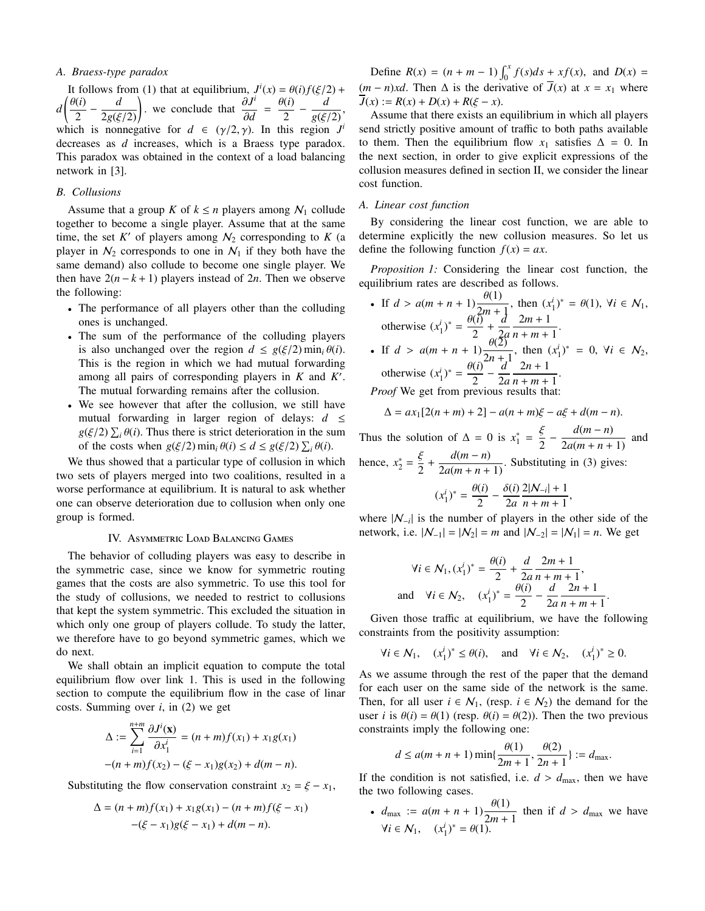### A. Braess-type paradox

It follows from (1) that at equilibrium, $J^i(x) = \theta(i) f(\xi/2) + d\left(\frac{\theta(i)}{2} - \frac{d}{2g(\xi/2)}\right)$. we conclude that $\frac{\partial J^i}{\partial d} = \frac{\theta(i)}{2} - \frac{d}{g(\xi/2)}$, which is nonnegative for $d \in (\gamma/2, \gamma)$. In this region $J^i$ decreases as $d$ increases, which is a Braess type paradox. This paradox was obtained in the context of a load balancing network in [3].

### B. Collusions

Assume that a group $K$ of $k \le n$ players among $\mathcal{N}_1$ collude together to become a single player. Assume that at the same time, the set $K'$ of players among $\mathcal{N}_2$ corresponding to $K$ (a player in $\mathcal{N}_2$ corresponds to one in $\mathcal{N}_1$ if they both have the same demand) also collude to become one single player. We then have $2(n-k+1)$ players instead of $2n$. Then we observe the following:

- The performance of all players other than the colluding ones is unchanged.
- The sum of the performance of the colluding players is also unchanged over the region $d \le g(\xi/2)\min_i \theta(i)$. This is the region in which we had mutual forwarding among all pairs of corresponding players in $K$ and $K'$. The mutual forwarding remains after the collusion.
- We see however that after the collusion, we still have mutual forwarding in larger region of delays: $d \le g(\xi/2)\sum_i \theta(i)$. Thus there is strict deterioration in the sum of the costs when $g(\xi/2)\min_i \theta(i) \le d \le g(\xi/2)\sum_i \theta(i)$.

We thus showed that a particular type of collusion in which two sets of players merged into two coalitions, resulted in a worse performance at equilibrium. It is natural to ask whether one can observe deterioration due to collusion when only one group is formed.

## IV. Asymmetric Load Balancing Games

The behavior of colluding players was easy to describe in the symmetric case, since we know for symmetric routing games that the costs are also symmetric. To use this tool for the study of collusions, we needed to restrict to collusions that kept the system symmetric. This excluded the situation in which only one group of players collude. To study the latter, we therefore have to go beyond symmetric games, which we do next.

We shall obtain an implicit equation to compute the total equilibrium flow over link 1. This is used in the following section to compute the equilibrium flow in the case of linar costs. Summing over $i$, in (2) we get

$$\Delta := \sum_{i=1}^{n+m} \frac{\partial J^i(\mathbf{x})}{\partial x_1^i} = (n+m) f(x_1) + x_1 g(x_1)$$
$$-(n+m) f(x_2) - (\xi - x_1) g(x_2) + d(m-n).$$

Substituting the flow conservation constraint $x_2 = \xi - x_1$,

$$\Delta = (n+m) f(x_1) + x_1 g(x_1) - (n+m) f(\xi - x_1)$$
$$-(\xi - x_1) g(\xi - x_1) + d(m-n).$$

Define $R(x) = (n+m-1)\int_0^x f(s)ds + x f(x)$, and $D(x) = (m-n)xd$. Then $\Delta$ is the derivative of $\overline{J}(x)$ at $x = x_1$ where $\overline{J}(x) := R(x) + D(x) + R(\xi - x)$.

Assume that there exists an equilibrium in which all players send strictly positive amount of traffic to both paths available to them. Then the equilibrium flow $x_1$ satisfies $\Delta = 0$. In the next section, in order to give explicit expressions of the collusion measures defined in section II, we consider the linear cost function.

### A. Linear cost function

By considering the linear cost function, we are able to determine explicitly the new collusion measures. So let us define the following function $f(x) = ax$.

*Proposition 1:* Considering the linear cost function, the equilibrium rates are described as follows.

- If $d > a(m+n+1)\frac{\theta(1)}{2m+1}$, then $(x_1^i)^* = \theta(1)$, $\forall i \in \mathcal{N}_1$, otherwise $(x_1^i)^* = \frac{\theta(i)}{2} + \frac{d}{2a}\frac{2m+1}{n+m+1}$.
- If $d > a(m+n+1)\frac{\theta(2)}{2n+1}$, then $(x_1^i)^* = 0$, $\forall i \in \mathcal{N}_2$, otherwise $(x_1^i)^* = \frac{\theta(i)}{2} - \frac{d}{2a}\frac{2n+1}{n+m+1}$.

*Proof* We get from previous results that:

$$\Delta = a x_1[2(n+m)+2] - a(n+m)\xi - a\xi + d(m-n).$$

Thus the solution of $\Delta = 0$ is $x_1^* = \frac{\xi}{2} - \frac{d(m-n)}{2a(m+n+1)}$ and hence, $x_2^* = \frac{\xi}{2} + \frac{d(m-n)}{2a(m+n+1)}$. Substituting in (3) gives:

$$(x_1^i)^* = \frac{\theta(i)}{2} - \frac{\delta(i)}{2a}\frac{2|\mathcal{N}_{-i}|+1}{n+m+1},$$

where $|\mathcal{N}_{-i}|$ is the number of players in the other side of the network, i.e. $|\mathcal{N}_{-1}| = |\mathcal{N}_2| = m$ and $|\mathcal{N}_{-2}| = |\mathcal{N}_1| = n$. We get

$$\forall i \in \mathcal{N}_1, (x_1^i)^* = \frac{\theta(i)}{2} + \frac{d}{2a}\frac{2m+1}{n+m+1},$$
$$\text{and} \quad \forall i \in \mathcal{N}_2, \quad (x_1^i)^* = \frac{\theta(i)}{2} - \frac{d}{2a}\frac{2n+1}{n+m+1}.$$

Given those traffic at equilibrium, we have the following constraints from the positivity assumption:

$$\forall i \in \mathcal{N}_1, \quad (x_1^i)^* \le \theta(i), \quad \text{and} \quad \forall i \in \mathcal{N}_2, \quad (x_1^i)^* \ge 0.$$

As we assume through the rest of the paper that the demand for each user on the same side of the network is the same. Then, for all user $i \in \mathcal{N}_1$, (resp. $i \in \mathcal{N}_2$) the demand for the user $i$ is $\theta(i) = \theta(1)$ (resp. $\theta(i) = \theta(2)$). Then the two previous constraints imply the following one:

$$d \le a(m+n+1)\min\{\frac{\theta(1)}{2m+1}, \frac{\theta(2)}{2n+1}\} := d_{\max}.$$

If the condition is not satisfied, i.e. $d > d_{\max}$, then we have the two following cases.

- $d_{\max} := a(m+n+1)\frac{\theta(1)}{2m+1}$ then if $d > d_{\max}$ we have $\forall i \in \mathcal{N}_1, \quad (x_1^i)^* = \theta(1)$.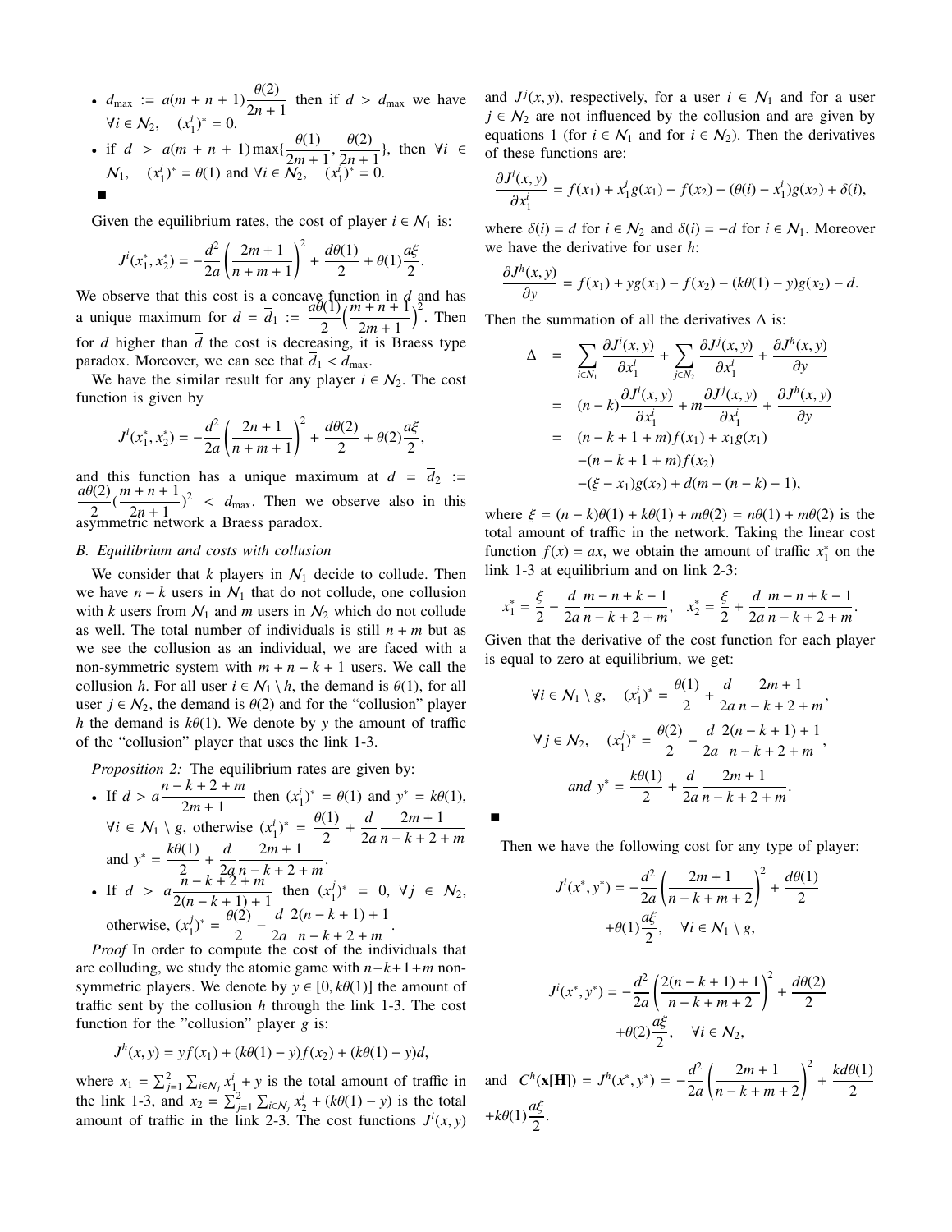- $d_{\max} := a(m+n+1)\dfrac{\theta(2)}{2n+1}$ then if $d > d_{\max}$ we have $\forall i \in \mathcal{N}_2, \quad (x_1^i)^* = 0$.
- if $d > a(m+n+1)\max\{\dfrac{\theta(1)}{2m+1}, \dfrac{\theta(2)}{2n+1}\}$, then $\forall i \in \mathcal{N}_1, \quad (x_1^i)^* = \theta(1)$ and $\forall i \in \mathcal{N}_2, \quad (x_1^i)^* = 0$.

■

Given the equilibrium rates, the cost of player $i \in \mathcal{N}_1$ is:

$$J^i(x_1^*, x_2^*) = -\frac{d^2}{2a}\left(\frac{2m+1}{n+m+1}\right)^2 + \frac{d\theta(1)}{2} + \theta(1)\frac{a\xi}{2}.$$

We observe that this cost is a concave function in $d$ and has a unique maximum for $d = \overline{d}_1 := \dfrac{a\theta(1)}{2}\Big(\dfrac{m+n+1}{2m+1}\Big)^2$. Then for $d$ higher than $\overline{d}$ the cost is decreasing, it is Braess type paradox. Moreover, we can see that $\overline{d}_1 < d_{\max}$.

We have the similar result for any player $i \in \mathcal{N}_2$. The cost function is given by

$$J^i(x_1^*, x_2^*) = -\frac{d^2}{2a}\left(\frac{2n+1}{n+m+1}\right)^2 + \frac{d\theta(2)}{2} + \theta(2)\frac{a\xi}{2},$$

and this function has a unique maximum at $d = \overline{d}_2 := \dfrac{a\theta(2)}{2}(\dfrac{m+n+1}{2n+1})^2 < d_{\max}$. Then we observe also in this asymmetric network a Braess paradox.

### B. Equilibrium and costs with collusion

We consider that $k$ players in $\mathcal{N}_1$ decide to collude. Then we have $n-k$ users in $\mathcal{N}_1$ that do not collude, one collusion with $k$ users from $\mathcal{N}_1$ and $m$ users in $\mathcal{N}_2$ which do not collude as well. The total number of individuals is still $n+m$ but as we see the collusion as an individual, we are faced with a non-symmetric system with $m+n-k+1$ users. We call the collusion $h$. For all user $i \in \mathcal{N}_1 \setminus h$, the demand is $\theta(1)$, for all user $j \in \mathcal{N}_2$, the demand is $\theta(2)$ and for the "collusion" player $h$ the demand is $k\theta(1)$. We denote by $y$ the amount of traffic of the "collusion" player that uses the link 1-3.

*Proposition 2:* The equilibrium rates are given by:

- If $d > a\dfrac{n-k+2+m}{2m+1}$ then $(x_1^i)^* = \theta(1)$ and $y^* = k\theta(1)$, $\forall i \in \mathcal{N}_1 \setminus g$, otherwise $(x_1^i)^* = \dfrac{\theta(1)}{2} + \dfrac{d}{2a}\dfrac{2m+1}{n-k+2+m}$ and $y^* = \dfrac{k\theta(1)}{2} + \dfrac{d}{2a}\dfrac{2m+1}{n-k+2+m}$.
- If $d > a\dfrac{n-k+2+m}{2(n-k+1)+1}$ then $(x_1^j)^* = 0$, $\forall j \in \mathcal{N}_2$, otherwise, $(x_1^j)^* = \dfrac{\theta(2)}{2} - \dfrac{d}{2a}\dfrac{2(n-k+1)+1}{n-k+2+m}$.

*Proof* In order to compute the cost of the individuals that are colluding, we study the atomic game with $n-k+1+m$ non-symmetric players. We denote by $y \in [0, k\theta(1)]$ the amount of traffic sent by the collusion $h$ through the link 1-3. The cost function for the "collusion" player $g$ is:

$$J^h(x, y) = yf(x_1) + (k\theta(1) - y)f(x_2) + (k\theta(1) - y)d,$$

where $x_1 = \sum_{j=1}^2 \sum_{i \in \mathcal{N}_j} x_1^i + y$ is the total amount of traffic in the link 1-3, and $x_2 = \sum_{j=1}^2 \sum_{i \in \mathcal{N}_j} x_2^i + (k\theta(1) - y)$ is the total amount of traffic in the link 2-3. The cost functions $J^i(x, y)$ and $J^j(x, y)$, respectively, for a user $i \in \mathcal{N}_1$ and for a user $j \in \mathcal{N}_2$ are not influenced by the collusion and are given by equations 1 (for $i \in \mathcal{N}_1$ and for $i \in \mathcal{N}_2$). Then the derivatives of these functions are:

$$\frac{\partial J^i(x, y)}{\partial x_1^i} = f(x_1) + x_1^i g(x_1) - f(x_2) - (\theta(i) - x_1^i)g(x_2) + \delta(i),$$

where $\delta(i) = d$ for $i \in \mathcal{N}_2$ and $\delta(i) = -d$ for $i \in \mathcal{N}_1$. Moreover we have the derivative for user $h$:

$$\frac{\partial J^h(x, y)}{\partial y} = f(x_1) + yg(x_1) - f(x_2) - (k\theta(1) - y)g(x_2) - d.$$

Then the summation of all the derivatives $\Delta$ is:

$$\begin{aligned}
\Delta &= \sum_{i \in N_1} \frac{\partial J^i(x, y)}{\partial x_1^i} + \sum_{j \in N_2} \frac{\partial J^j(x, y)}{\partial x_1^i} + \frac{\partial J^h(x, y)}{\partial y} \\
&= (n-k)\frac{\partial J^i(x, y)}{\partial x_1^i} + m\frac{\partial J^j(x, y)}{\partial x_1^i} + \frac{\partial J^h(x, y)}{\partial y} \\
&= (n-k+1+m)f(x_1) + x_1 g(x_1) \\
&\quad -(n-k+1+m)f(x_2) \\
&\quad -(\xi - x_1)g(x_2) + d(m - (n-k) - 1),
\end{aligned}$$

where $\xi = (n-k)\theta(1) + k\theta(1) + m\theta(2) = n\theta(1) + m\theta(2)$ is the total amount of traffic in the network. Taking the linear cost function $f(x) = ax$, we obtain the amount of traffic $x_1^*$ on the link 1-3 at equilibrium and on link 2-3:

$$x_1^* = \frac{\xi}{2} - \frac{d}{2a}\frac{m-n+k-1}{n-k+2+m}, \quad x_2^* = \frac{\xi}{2} + \frac{d}{2a}\frac{m-n+k-1}{n-k+2+m}.$$

Given that the derivative of the cost function for each player is equal to zero at equilibrium, we get:

$$\forall i \in \mathcal{N}_1 \setminus g, \quad (x_1^i)^* = \frac{\theta(1)}{2} + \frac{d}{2a}\frac{2m+1}{n-k+2+m},$$

$$\forall j \in \mathcal{N}_2, \quad (x_1^j)^* = \frac{\theta(2)}{2} - \frac{d}{2a}\frac{2(n-k+1)+1}{n-k+2+m},$$

$$\text{and } y^* = \frac{k\theta(1)}{2} + \frac{d}{2a}\frac{2m+1}{n-k+2+m}.$$

■

Then we have the following cost for any type of player:

$$J^i(x^*, y^*) = -\frac{d^2}{2a}\left(\frac{2m+1}{n-k+m+2}\right)^2 + \frac{d\theta(1)}{2} + \theta(1)\frac{a\xi}{2}, \quad \forall i \in \mathcal{N}_1 \setminus g,$$

$$J^i(x^*, y^*) = -\frac{d^2}{2a}\left(\frac{2(n-k+1)+1}{n-k+m+2}\right)^2 + \frac{d\theta(2)}{2} + \theta(2)\frac{a\xi}{2}, \quad \forall i \in \mathcal{N}_2,$$

and $C^h(\mathbf{x}[\mathbf{H}]) = J^h(x^*, y^*) = -\dfrac{d^2}{2a}\left(\dfrac{2m+1}{n-k+m+2}\right)^2 + \dfrac{kd\theta(1)}{2} + k\theta(1)\dfrac{a\xi}{2}$.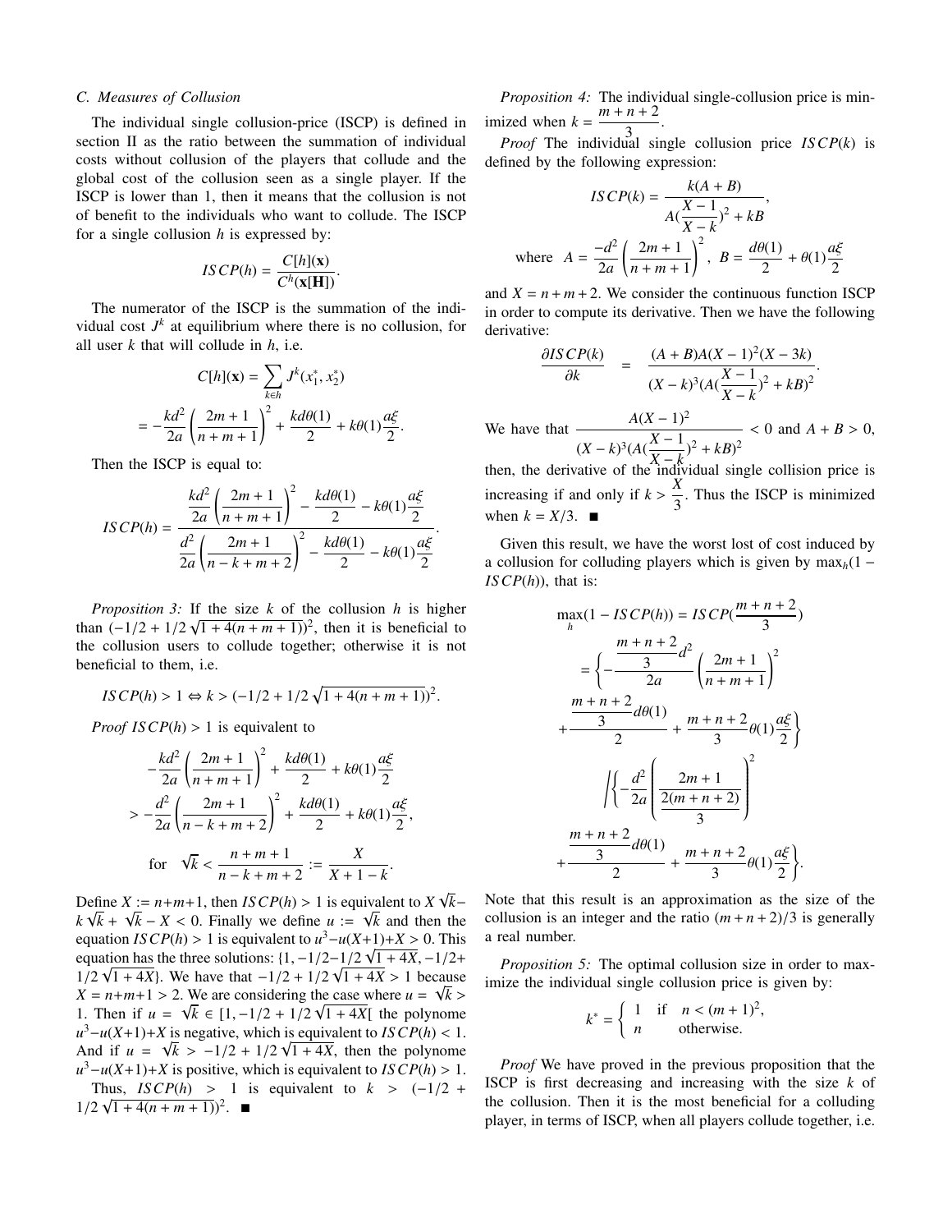### C. Measures of Collusion

The individual single collusion-price (ISCP) is defined in section II as the ratio between the summation of individual costs without collusion of the players that collude and the global cost of the collusion seen as a single player. If the ISCP is lower than 1, then it means that the collusion is not of benefit to the individuals who want to collude. The ISCP for a single collusion $h$ is expressed by:

$$ISCP(h) = \frac{C[h](\mathbf{x})}{C^h(\mathbf{x}[\mathbf{H}])}.$$

The numerator of the ISCP is the summation of the individual cost $J^k$ at equilibrium where there is no collusion, for all user $k$ that will collude in $h$, i.e.

$$C[h](\mathbf{x}) = \sum_{k \in h} J^k(x_1^*, x_2^*)$$

$$= -\frac{kd^2}{2a}\left(\frac{2m+1}{n+m+1}\right)^2 + \frac{kd\theta(1)}{2} + k\theta(1)\frac{a\xi}{2}.$$

Then the ISCP is equal to:

$$ISCP(h) = \frac{\dfrac{kd^2}{2a}\left(\dfrac{2m+1}{n+m+1}\right)^2 - \dfrac{kd\theta(1)}{2} - k\theta(1)\dfrac{a\xi}{2}}{\dfrac{d^2}{2a}\left(\dfrac{2m+1}{n-k+m+2}\right)^2 - \dfrac{kd\theta(1)}{2} - k\theta(1)\dfrac{a\xi}{2}}.$$

*Proposition 3:* If the size $k$ of the collusion $h$ is higher than $(-1/2 + 1/2\sqrt{1 + 4(n + m + 1)})^2$, then it is beneficial to the collusion users to collude together; otherwise it is not beneficial to them, i.e.

$$ISCP(h) > 1 \Leftrightarrow k > (-1/2 + 1/2\sqrt{1 + 4(n + m + 1)})^2.$$

*Proof* $ISCP(h) > 1$ is equivalent to

$$-\frac{kd^2}{2a}\left(\frac{2m+1}{n+m+1}\right)^2 + \frac{kd\theta(1)}{2} + k\theta(1)\frac{a\xi}{2}$$
$$> -\frac{d^2}{2a}\left(\frac{2m+1}{n-k+m+2}\right)^2 + \frac{kd\theta(1)}{2} + k\theta(1)\frac{a\xi}{2},$$
$$\text{for} \quad \sqrt{k} < \frac{n+m+1}{n-k+m+2} := \frac{X}{X+1-k}.$$

Define $X := n+m+1$, then $ISCP(h) > 1$ is equivalent to $X\sqrt{k} - k\sqrt{k} + \sqrt{k} - X < 0$. Finally we define $u := \sqrt{k}$ and then the equation $ISCP(h) > 1$ is equivalent to $u^3 - u(X+1) + X > 0$. This equation has the three solutions: $\{1, -1/2 - 1/2\sqrt{1+4X}, -1/2 + 1/2\sqrt{1+4X}\}$. We have that $-1/2 + 1/2\sqrt{1+4X} > 1$ because $X = n+m+1 > 2$. We are considering the case where $u = \sqrt{k} > 1$. Then if $u = \sqrt{k} \in [1, -1/2 + 1/2\sqrt{1+4X}[$ the polynome $u^3 - u(X+1) + X$ is negative, which is equivalent to $ISCP(h) < 1$. And if $u = \sqrt{k} > -1/2 + 1/2\sqrt{1+4X}$, then the polynome $u^3 - u(X+1) + X$ is positive, which is equivalent to $ISCP(h) > 1$.

Thus, $ISCP(h) > 1$ is equivalent to $k > (-1/2 + 1/2\sqrt{1 + 4(n + m + 1)})^2$. ■

*Proposition 4:* The individual single-collusion price is minimized when $k = \dfrac{m+n+2}{3}$.

*Proof* The individual single collusion price $ISCP(k)$ is defined by the following expression:

$$ISCP(k) = \frac{k(A+B)}{A(\dfrac{X-1}{X-k})^2 + kB},$$

$$\text{where} \quad A = \frac{-d^2}{2a}\left(\frac{2m+1}{n+m+1}\right)^2, \; B = \frac{d\theta(1)}{2} + \theta(1)\frac{a\xi}{2}$$

and $X = n+m+2$. We consider the continuous function ISCP in order to compute its derivative. Then we have the following derivative:

$$\frac{\partial ISCP(k)}{\partial k} = \frac{(A+B)A(X-1)^2(X-3k)}{(X-k)^3(A(\dfrac{X-1}{X-k})^2 + kB)^2}.$$

We have that $\dfrac{A(X-1)^2}{(X-k)^3(A(\dfrac{X-1}{X-k})^2 + kB)^2} < 0$ and $A + B > 0$, then, the derivative of the individual single collision price is increasing if and only if $k > \dfrac{X}{3}$. Thus the ISCP is minimized when $k = X/3$. ■

Given this result, we have the worst lost of cost induced by a collusion for colluding players which is given by $\max_h(1 - ISCP(h))$, that is:

$$\max_h(1 - ISCP(h)) = ISCP(\frac{m+n+2}{3})$$
$$= \left\{-\frac{\dfrac{m+n+2}{3}d^2}{2a}\left(\frac{2m+1}{n+m+1}\right)^2 + \frac{\dfrac{m+n+2}{3}d\theta(1)}{2} + \frac{m+n+2}{3}\theta(1)\frac{a\xi}{2}\right\}$$
$$\Bigg/\left\{-\frac{d^2}{2a}\left(\frac{2m+1}{\dfrac{2(m+n+2)}{3}}\right)^2 + \frac{\dfrac{m+n+2}{3}d\theta(1)}{2} + \frac{m+n+2}{3}\theta(1)\frac{a\xi}{2}\right\}.$$

Note that this result is an approximation as the size of the collusion is an integer and the ratio $(m+n+2)/3$ is generally a real number.

*Proposition 5:* The optimal collusion size in order to maximize the individual single collusion price is given by:

$$k^* = \begin{cases} 1 & \text{if} \quad n < (m+1)^2, \\ n & \quad \text{otherwise.} \end{cases}$$

*Proof* We have proved in the previous proposition that the ISCP is first decreasing and increasing with the size $k$ of the collusion. Then it is the most beneficial for a colluding player, in terms of ISCP, when all players collude together, i.e.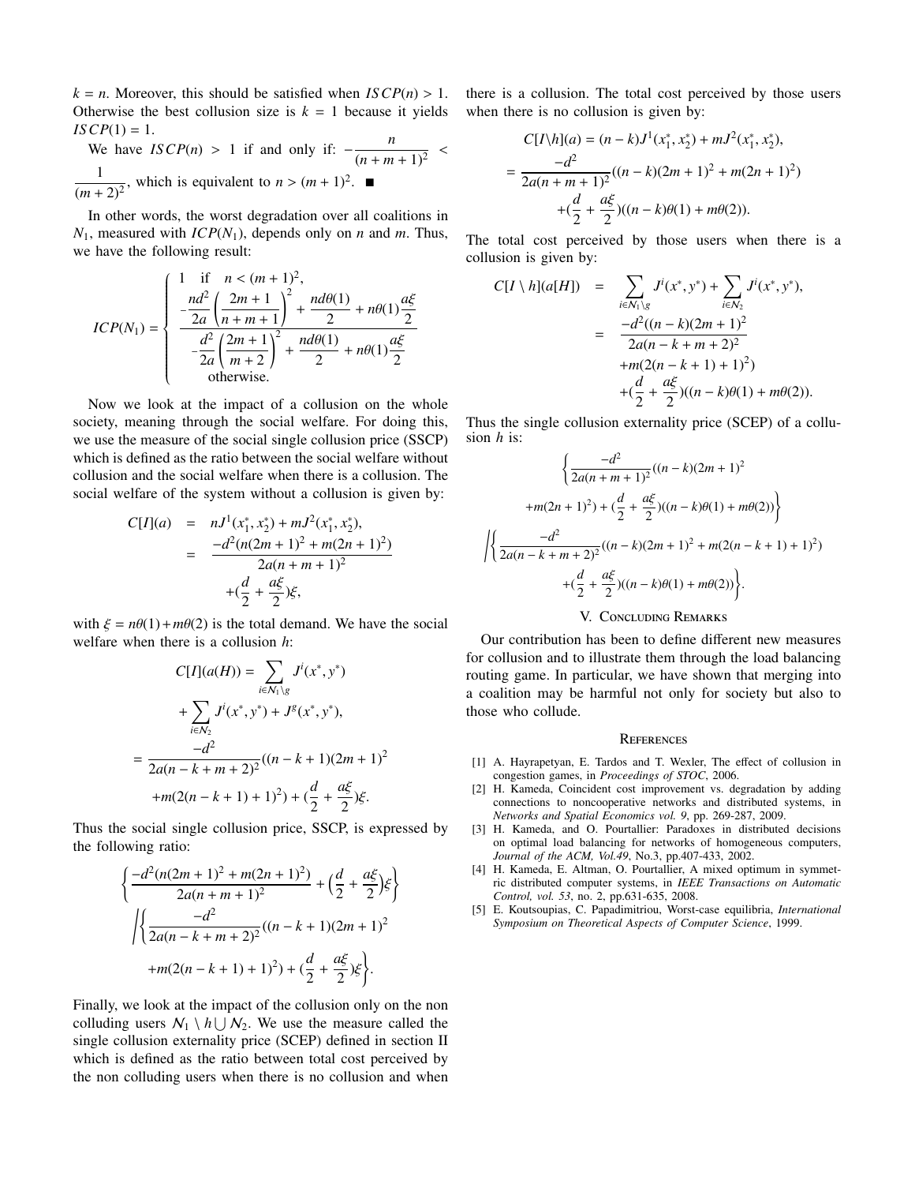$k = n$. Moreover, this should be satisfied when $ISCP(n) > 1$. Otherwise the best collusion size is $k = 1$ because it yields $ISCP(1) = 1$.

We have $ISCP(n) > 1$ if and only if: $-\frac{n}{(n+m+1)^2} < \frac{1}{(m+2)^2}$, which is equivalent to $n > (m+1)^2$. ■

In other words, the worst degradation over all coalitions in $N_1$, measured with $ICP(N_1)$, depends only on $n$ and $m$. Thus, we have the following result:

$$
ICP(N_1) = \begin{cases} 1 \quad \text{if} \quad n < (m+1)^2, \\ \dfrac{-\frac{nd^2}{2a}\left(\frac{2m+1}{n+m+1}\right)^2 + \frac{nd\theta(1)}{2} + n\theta(1)\frac{a\xi}{2}}{-\frac{d^2}{2a}\left(\frac{2m+1}{m+2}\right)^2 + \frac{nd\theta(1)}{2} + n\theta(1)\frac{a\xi}{2}} \\ \quad \text{otherwise.} \end{cases}
$$

Now we look at the impact of a collusion on the whole society, meaning through the social welfare. For doing this, we use the measure of the social single collusion price (SSCP) which is defined as the ratio between the social welfare without collusion and the social welfare when there is a collusion. The social welfare of the system without a collusion is given by:

$$
\begin{aligned}
C[I](a) &= nJ^1(x_1^*, x_2^*) + mJ^2(x_1^*, x_2^*), \\
&= \frac{-d^2(n(2m+1)^2 + m(2n+1)^2)}{2a(n+m+1)^2} \\
&\quad + (\frac{d}{2} + \frac{a\xi}{2})\xi,
\end{aligned}
$$

with $\xi = n\theta(1) + m\theta(2)$ is the total demand. We have the social welfare when there is a collusion $h$:

$$
\begin{aligned}
C[I](a(H)) &= \sum_{i \in \mathcal{N}_1 \setminus g} J^i(x^*, y^*) \\
&\quad + \sum_{i \in \mathcal{N}_2} J^i(x^*, y^*) + J^g(x^*, y^*), \\
&= \frac{-d^2}{2a(n-k+m+2)^2}((n-k+1)(2m+1)^2 \\
&\quad + m(2(n-k+1)+1)^2) + (\frac{d}{2} + \frac{a\xi}{2})\xi.
\end{aligned}
$$

Thus the social single collusion price, SSCP, is expressed by the following ratio:

$$
\left\{ \frac{-d^2(n(2m+1)^2 + m(2n+1)^2)}{2a(n+m+1)^2} + \left(\frac{d}{2} + \frac{a\xi}{2}\right)\xi \right\}
\Bigg/ \left\{ \frac{-d^2}{2a(n-k+m+2)^2}((n-k+1)(2m+1)^2 + m(2(n-k+1)+1)^2) + (\frac{d}{2} + \frac{a\xi}{2})\xi \right\}.
$$

Finally, we look at the impact of the collusion only on the non colluding users $\mathcal{N}_1 \setminus h \bigcup \mathcal{N}_2$. We use the measure called the single collusion externality price (SCEP) defined in section II which is defined as the ratio between total cost perceived by the non colluding users when there is no collusion and when there is a collusion. The total cost perceived by those users when there is no collusion is given by:

$$
\begin{aligned}
C[I \setminus h](a) &= (n-k)J^1(x_1^*, x_2^*) + mJ^2(x_1^*, x_2^*), \\
&= \frac{-d^2}{2a(n+m+1)^2}((n-k)(2m+1)^2 + m(2n+1)^2) \\
&\quad + (\frac{d}{2} + \frac{a\xi}{2})((n-k)\theta(1) + m\theta(2)).
\end{aligned}
$$

The total cost perceived by those users when there is a collusion is given by:

$$
\begin{aligned}
C[I \setminus h](a[H]) &= \sum_{i \in \mathcal{N}_1 \setminus g} J^i(x^*, y^*) + \sum_{i \in \mathcal{N}_2} J^i(x^*, y^*), \\
&= \frac{-d^2((n-k)(2m+1)^2}{2a(n-k+m+2)^2} \\
&\quad + m(2(n-k+1)+1)^2) \\
&\quad + (\frac{d}{2} + \frac{a\xi}{2})((n-k)\theta(1) + m\theta(2)).
\end{aligned}
$$

Thus the single collusion externality price (SCEP) of a collusion $h$ is:

$$
\left\{ \frac{-d^2}{2a(n+m+1)^2}((n-k)(2m+1)^2 + m(2n+1)^2) + (\frac{d}{2} + \frac{a\xi}{2})((n-k)\theta(1) + m\theta(2)) \right\}
\Bigg/ \left\{ \frac{-d^2}{2a(n-k+m+2)^2}((n-k)(2m+1)^2 + m(2(n-k+1)+1)^2) + (\frac{d}{2} + \frac{a\xi}{2})((n-k)\theta(1) + m\theta(2)) \right\}.
$$

## V. Concluding Remarks

Our contribution has been to define different new measures for collusion and to illustrate them through the load balancing routing game. In particular, we have shown that merging into a coalition may be harmful not only for society but also to those who collude.

## References

[1] A. Hayrapetyan, E. Tardos and T. Wexler, The effect of collusion in congestion games, in *Proceedings of STOC*, 2006.

[2] H. Kameda, Coincident cost improvement vs. degradation by adding connections to noncooperative networks and distributed systems, in *Networks and Spatial Economics vol. 9*, pp. 269-287, 2009.

[3] H. Kameda, and O. Pourtallier: Paradoxes in distributed decisions on optimal load balancing for networks of homogeneous computers, *Journal of the ACM, Vol.49*, No.3, pp.407-433, 2002.

[4] H. Kameda, E. Altman, O. Pourtallier, A mixed optimum in symmetric distributed computer systems, in *IEEE Transactions on Automatic Control, vol. 53*, no. 2, pp.631-635, 2008.

[5] E. Koutsoupias, C. Papadimitriou, Worst-case equilibria, *International Symposium on Theoretical Aspects of Computer Science*, 1999.